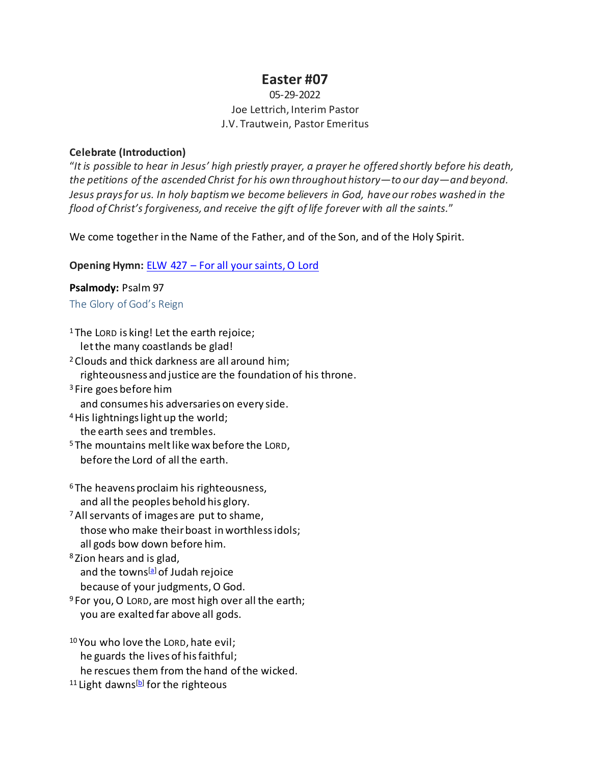# Easter #07

05-29-2022
Joe Lettrich, Interim Pastor
J.V. Trautwein, Pastor Emeritus

**Celebrate (Introduction)**
"*It is possible to hear in Jesus' high priestly prayer, a prayer he offered shortly before his death, the petitions of the ascended Christ for his own throughout history—to our day—and beyond. Jesus prays for us. In holy baptism we become believers in God, have our robes washed in the flood of Christ's forgiveness, and receive the gift of life forever with all the saints.*"

We come together in the Name of the Father, and of the Son, and of the Holy Spirit.

**Opening Hymn:** ELW 427 – For all your saints, O Lord

**Psalmody:** Psalm 97

The Glory of God's Reign

[1] The LORD is king! Let the earth rejoice;
let the many coastlands be glad!
[2] Clouds and thick darkness are all around him;
righteousness and justice are the foundation of his throne.
[3] Fire goes before him
and consumes his adversaries on every side.
[4] His lightnings light up the world;
the earth sees and trembles.
[5] The mountains melt like wax before the LORD,
before the Lord of all the earth.

[6] The heavens proclaim his righteousness,
and all the peoples behold his glory.
[7] All servants of images are put to shame,
those who make their boast in worthless idols;
all gods bow down before him.
[8] Zion hears and is glad,
and the towns[a] of Judah rejoice
because of your judgments, O God.
[9] For you, O LORD, are most high over all the earth;
you are exalted far above all gods.

[10] You who love the LORD, hate evil;
he guards the lives of his faithful;
he rescues them from the hand of the wicked.
[11] Light dawns[b] for the righteous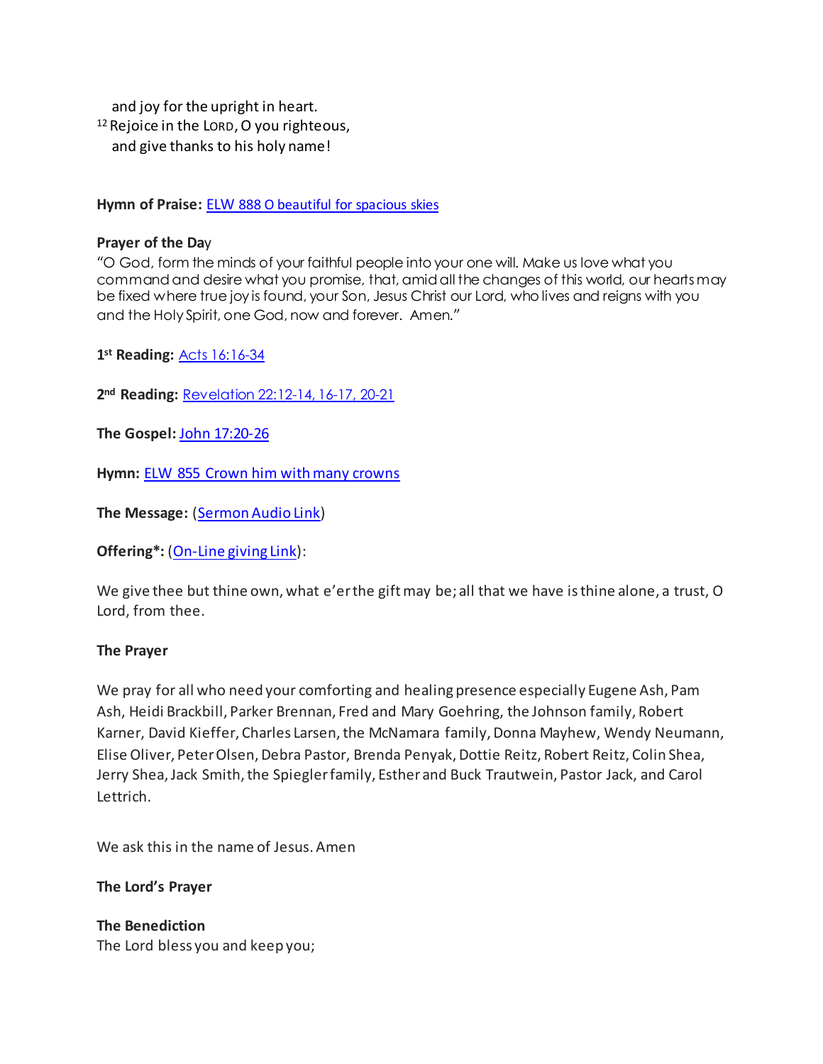and joy for the upright in heart.
[12] Rejoice in the LORD, O you righteous,
and give thanks to his holy name!

**Hymn of Praise:** ELW 888 O beautiful for spacious skies

**Prayer of the Day**
"O God, form the minds of your faithful people into your one will. Make us love what you command and desire what you promise, that, amid all the changes of this world, our hearts may be fixed where true joy is found, your Son, Jesus Christ our Lord, who lives and reigns with you and the Holy Spirit, one God, now and forever. Amen."

**1st Reading:** Acts 16:16-34

**2nd Reading:** Revelation 22:12-14, 16-17, 20-21

**The Gospel:** John 17:20-26

**Hymn:** ELW 855 Crown him with many crowns

**The Message:** (Sermon Audio Link)

**Offering*:** (On-Line giving Link):

We give thee but thine own, what e'er the gift may be; all that we have is thine alone, a trust, O Lord, from thee.

**The Prayer**

We pray for all who need your comforting and healing presence especially Eugene Ash, Pam Ash, Heidi Brackbill, Parker Brennan, Fred and Mary Goehring, the Johnson family, Robert Karner, David Kieffer, Charles Larsen, the McNamara family, Donna Mayhew, Wendy Neumann, Elise Oliver, Peter Olsen, Debra Pastor, Brenda Penyak, Dottie Reitz, Robert Reitz, Colin Shea, Jerry Shea, Jack Smith, the Spiegler family, Esther and Buck Trautwein, Pastor Jack, and Carol Lettrich.

We ask this in the name of Jesus. Amen

**The Lord's Prayer**

**The Benediction**
The Lord bless you and keep you;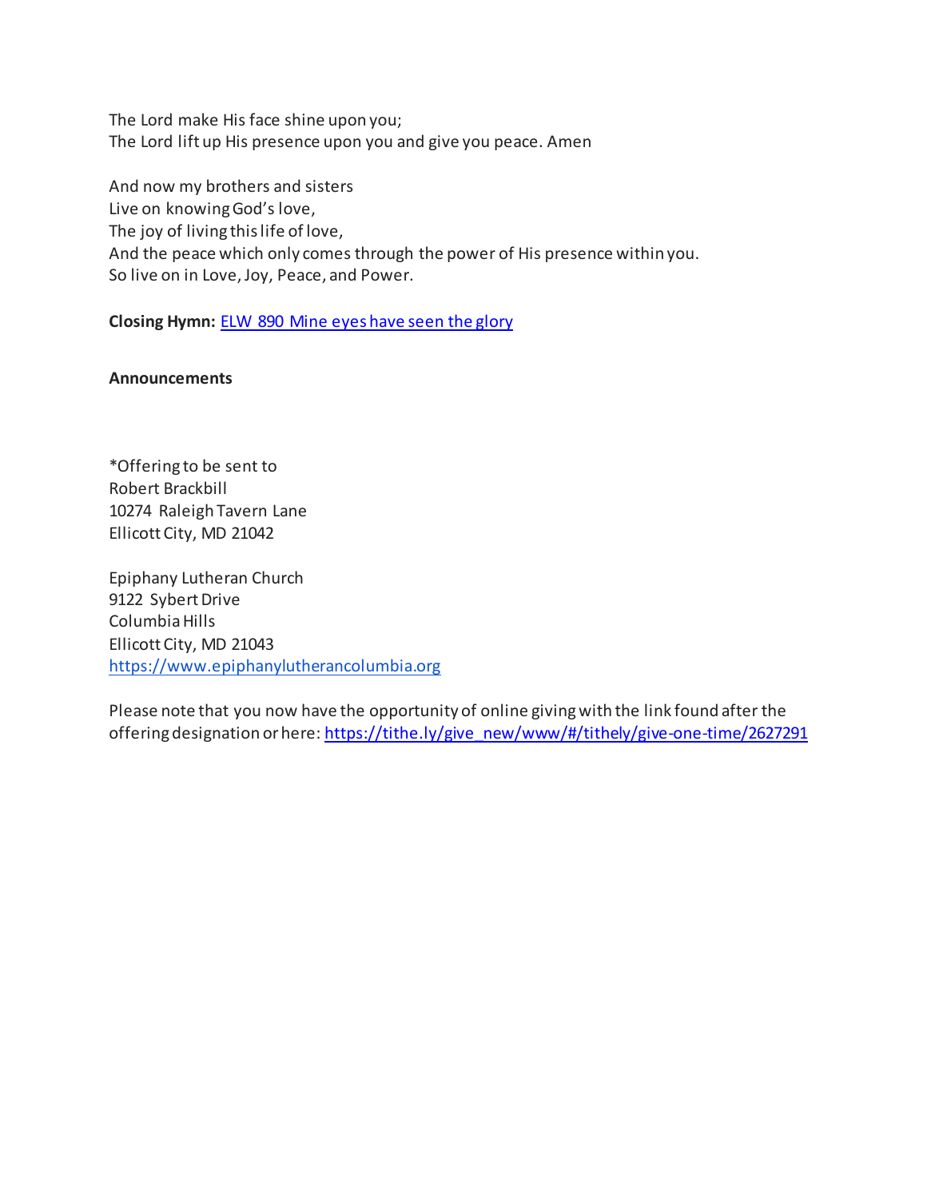The Lord make His face shine upon you;
The Lord lift up His presence upon you and give you peace. Amen

And now my brothers and sisters
Live on knowing God's love,
The joy of living this life of love,
And the peace which only comes through the power of His presence within you.
So live on in Love, Joy, Peace, and Power.

**Closing Hymn:** [ELW 890 Mine eyes have seen the glory]()

**Announcements**

*Offering to be sent to
Robert Brackbill
10274 Raleigh Tavern Lane
Ellicott City, MD 21042

Epiphany Lutheran Church
9122 Sybert Drive
Columbia Hills
Ellicott City, MD 21043
[https://www.epiphanylutherancolumbia.org](https://www.epiphanylutherancolumbia.org)

Please note that you now have the opportunity of online giving with the link found after the offering designation or here: [https://tithe.ly/give_new/www/#/tithely/give-one-time/2627291](https://tithe.ly/give_new/www/#/tithely/give-one-time/2627291)